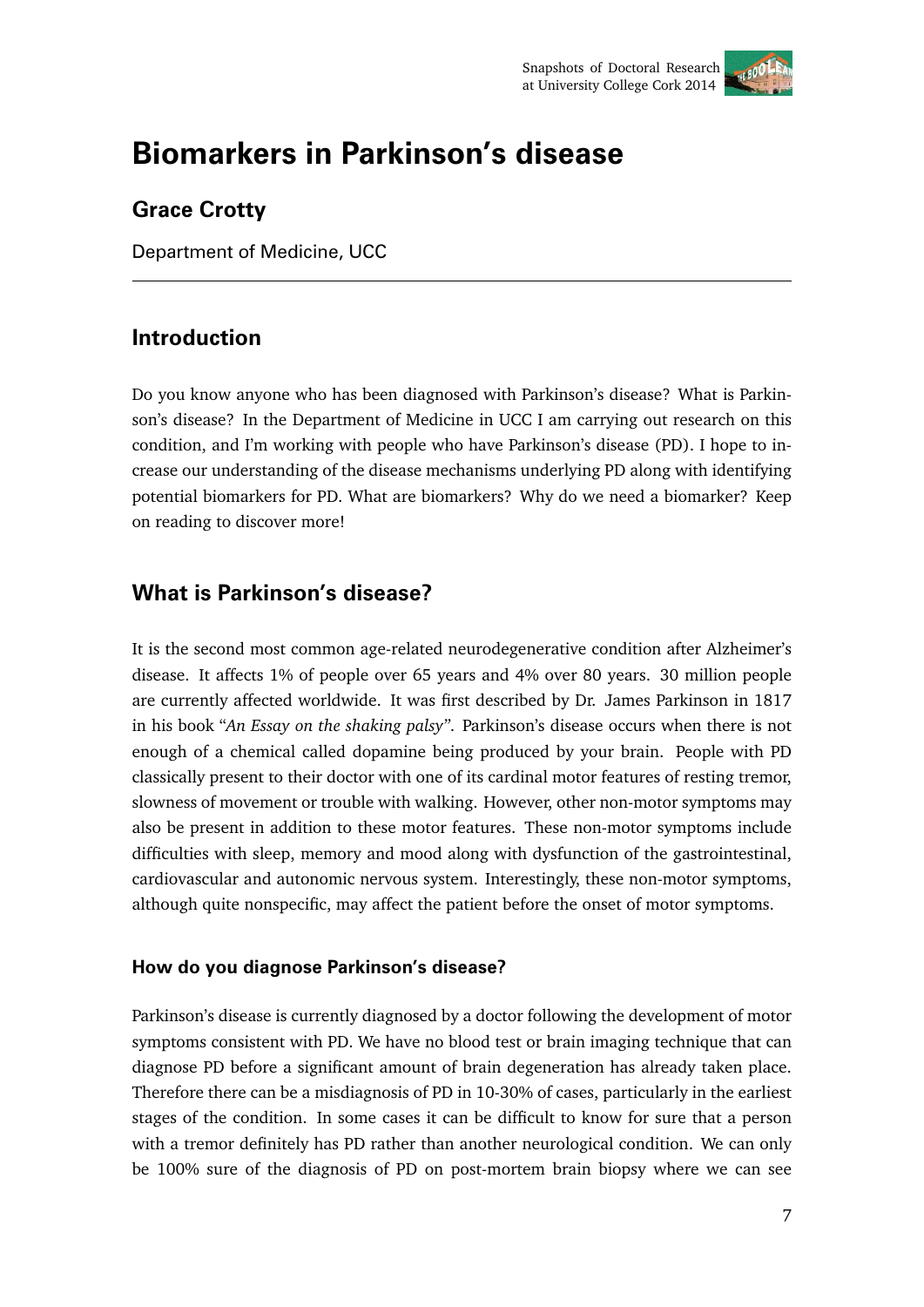# Biomarkers in Parkinson's disease

## Grace Crotty

Department of Medicine, UCC

---

## Introduction

Do you know anyone who has been diagnosed with Parkinson's disease? What is Parkinson's disease? In the Department of Medicine in UCC I am carrying out research on this condition, and I'm working with people who have Parkinson's disease (PD). I hope to increase our understanding of the disease mechanisms underlying PD along with identifying potential biomarkers for PD. What are biomarkers? Why do we need a biomarker? Keep on reading to discover more!

## What is Parkinson's disease?

It is the second most common age-related neurodegenerative condition after Alzheimer's disease. It affects 1% of people over 65 years and 4% over 80 years. 30 million people are currently affected worldwide. It was first described by Dr. James Parkinson in 1817 in his book "*An Essay on the shaking palsy*". Parkinson's disease occurs when there is not enough of a chemical called dopamine being produced by your brain. People with PD classically present to their doctor with one of its cardinal motor features of resting tremor, slowness of movement or trouble with walking. However, other non-motor symptoms may also be present in addition to these motor features. These non-motor symptoms include difficulties with sleep, memory and mood along with dysfunction of the gastrointestinal, cardiovascular and autonomic nervous system. Interestingly, these non-motor symptoms, although quite nonspecific, may affect the patient before the onset of motor symptoms.

### How do you diagnose Parkinson's disease?

Parkinson's disease is currently diagnosed by a doctor following the development of motor symptoms consistent with PD. We have no blood test or brain imaging technique that can diagnose PD before a significant amount of brain degeneration has already taken place. Therefore there can be a misdiagnosis of PD in 10-30% of cases, particularly in the earliest stages of the condition. In some cases it can be difficult to know for sure that a person with a tremor definitely has PD rather than another neurological condition. We can only be 100% sure of the diagnosis of PD on post-mortem brain biopsy where we can see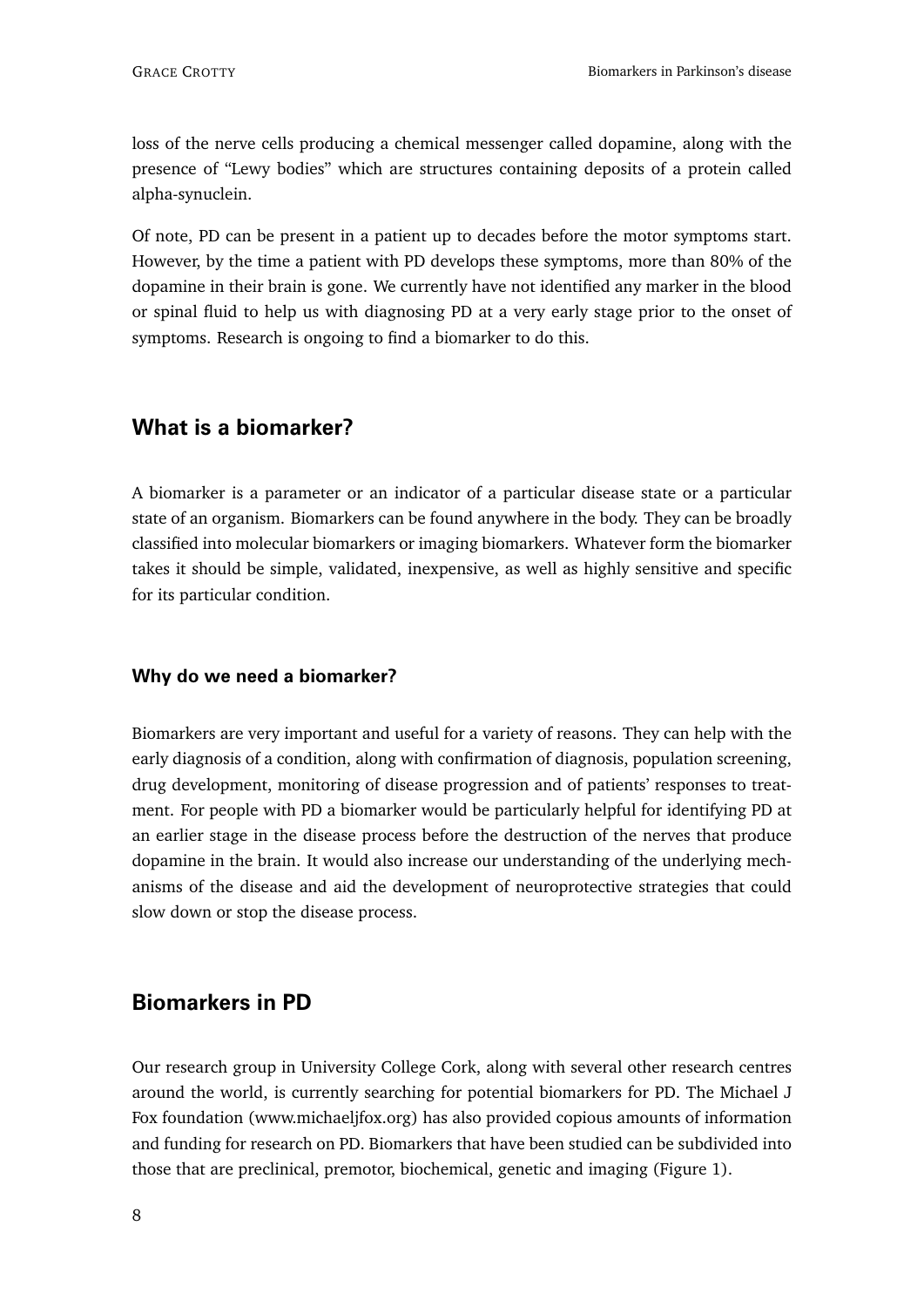loss of the nerve cells producing a chemical messenger called dopamine, along with the presence of "Lewy bodies" which are structures containing deposits of a protein called alpha-synuclein.

Of note, PD can be present in a patient up to decades before the motor symptoms start. However, by the time a patient with PD develops these symptoms, more than 80% of the dopamine in their brain is gone. We currently have not identified any marker in the blood or spinal fluid to help us with diagnosing PD at a very early stage prior to the onset of symptoms. Research is ongoing to find a biomarker to do this.

## What is a biomarker?

A biomarker is a parameter or an indicator of a particular disease state or a particular state of an organism. Biomarkers can be found anywhere in the body. They can be broadly classified into molecular biomarkers or imaging biomarkers. Whatever form the biomarker takes it should be simple, validated, inexpensive, as well as highly sensitive and specific for its particular condition.

### Why do we need a biomarker?

Biomarkers are very important and useful for a variety of reasons. They can help with the early diagnosis of a condition, along with confirmation of diagnosis, population screening, drug development, monitoring of disease progression and of patients' responses to treatment. For people with PD a biomarker would be particularly helpful for identifying PD at an earlier stage in the disease process before the destruction of the nerves that produce dopamine in the brain. It would also increase our understanding of the underlying mechanisms of the disease and aid the development of neuroprotective strategies that could slow down or stop the disease process.

## Biomarkers in PD

Our research group in University College Cork, along with several other research centres around the world, is currently searching for potential biomarkers for PD. The Michael J Fox foundation (www.michaeljfox.org) has also provided copious amounts of information and funding for research on PD. Biomarkers that have been studied can be subdivided into those that are preclinical, premotor, biochemical, genetic and imaging (Figure 1).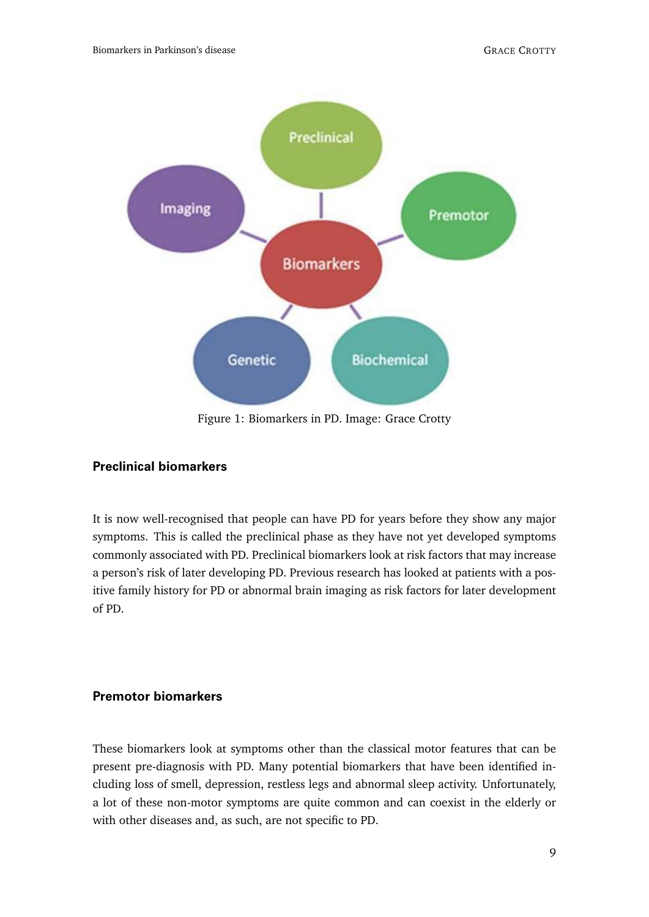Figure 1: Biomarkers in PD. Image: Grace Crotty

### Preclinical biomarkers

It is now well-recognised that people can have PD for years before they show any major symptoms. This is called the preclinical phase as they have not yet developed symptoms commonly associated with PD. Preclinical biomarkers look at risk factors that may increase a person's risk of later developing PD. Previous research has looked at patients with a positive family history for PD or abnormal brain imaging as risk factors for later development of PD.

### Premotor biomarkers

These biomarkers look at symptoms other than the classical motor features that can be present pre-diagnosis with PD. Many potential biomarkers that have been identified including loss of smell, depression, restless legs and abnormal sleep activity. Unfortunately, a lot of these non-motor symptoms are quite common and can coexist in the elderly or with other diseases and, as such, are not specific to PD.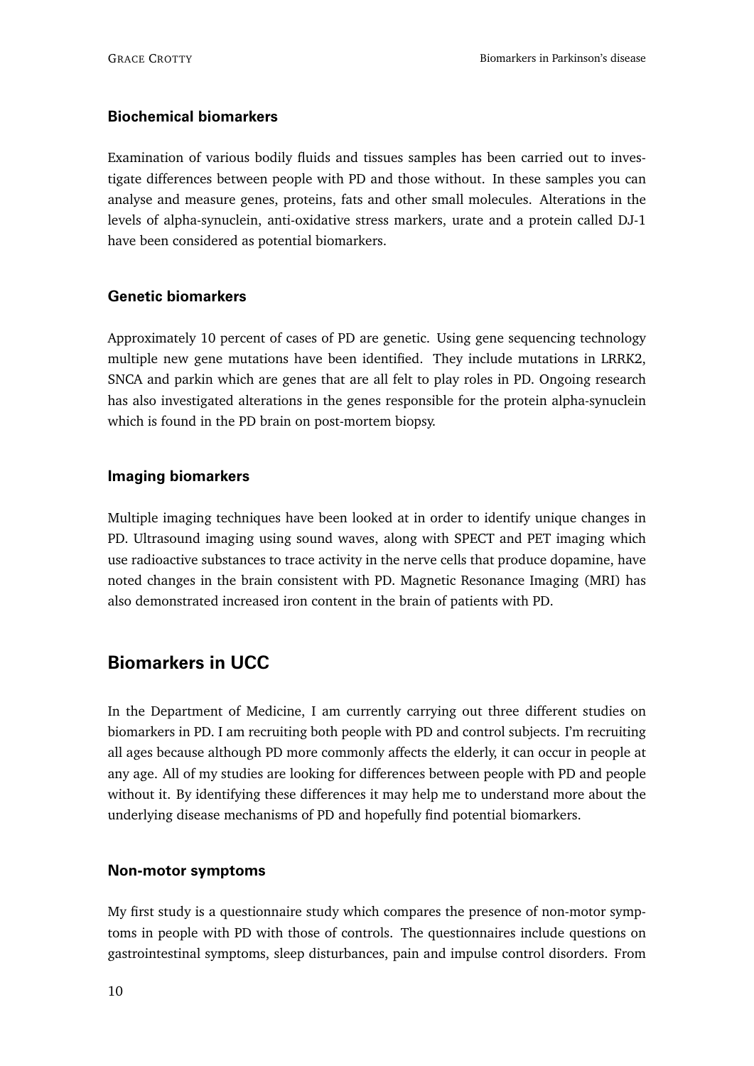### Biochemical biomarkers

Examination of various bodily fluids and tissues samples has been carried out to investigate differences between people with PD and those without. In these samples you can analyse and measure genes, proteins, fats and other small molecules. Alterations in the levels of alpha-synuclein, anti-oxidative stress markers, urate and a protein called DJ-1 have been considered as potential biomarkers.

### Genetic biomarkers

Approximately 10 percent of cases of PD are genetic. Using gene sequencing technology multiple new gene mutations have been identified. They include mutations in LRRK2, SNCA and parkin which are genes that are all felt to play roles in PD. Ongoing research has also investigated alterations in the genes responsible for the protein alpha-synuclein which is found in the PD brain on post-mortem biopsy.

### Imaging biomarkers

Multiple imaging techniques have been looked at in order to identify unique changes in PD. Ultrasound imaging using sound waves, along with SPECT and PET imaging which use radioactive substances to trace activity in the nerve cells that produce dopamine, have noted changes in the brain consistent with PD. Magnetic Resonance Imaging (MRI) has also demonstrated increased iron content in the brain of patients with PD.

## Biomarkers in UCC

In the Department of Medicine, I am currently carrying out three different studies on biomarkers in PD. I am recruiting both people with PD and control subjects. I'm recruiting all ages because although PD more commonly affects the elderly, it can occur in people at any age. All of my studies are looking for differences between people with PD and people without it. By identifying these differences it may help me to understand more about the underlying disease mechanisms of PD and hopefully find potential biomarkers.

### Non-motor symptoms

My first study is a questionnaire study which compares the presence of non-motor symptoms in people with PD with those of controls. The questionnaires include questions on gastrointestinal symptoms, sleep disturbances, pain and impulse control disorders. From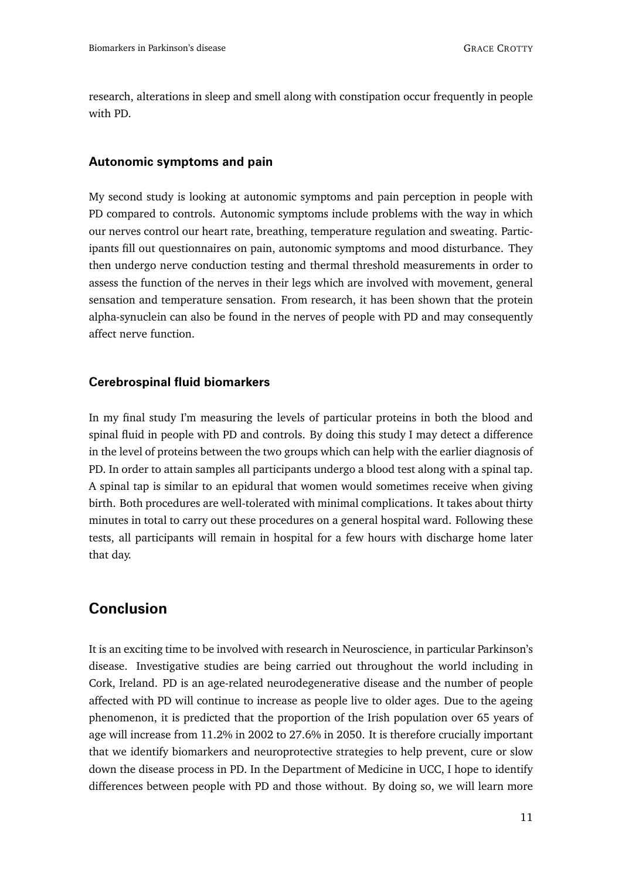research, alterations in sleep and smell along with constipation occur frequently in people with PD.

### Autonomic symptoms and pain

My second study is looking at autonomic symptoms and pain perception in people with PD compared to controls. Autonomic symptoms include problems with the way in which our nerves control our heart rate, breathing, temperature regulation and sweating. Participants fill out questionnaires on pain, autonomic symptoms and mood disturbance. They then undergo nerve conduction testing and thermal threshold measurements in order to assess the function of the nerves in their legs which are involved with movement, general sensation and temperature sensation. From research, it has been shown that the protein alpha-synuclein can also be found in the nerves of people with PD and may consequently affect nerve function.

### Cerebrospinal fluid biomarkers

In my final study I'm measuring the levels of particular proteins in both the blood and spinal fluid in people with PD and controls. By doing this study I may detect a difference in the level of proteins between the two groups which can help with the earlier diagnosis of PD. In order to attain samples all participants undergo a blood test along with a spinal tap. A spinal tap is similar to an epidural that women would sometimes receive when giving birth. Both procedures are well-tolerated with minimal complications. It takes about thirty minutes in total to carry out these procedures on a general hospital ward. Following these tests, all participants will remain in hospital for a few hours with discharge home later that day.

## Conclusion

It is an exciting time to be involved with research in Neuroscience, in particular Parkinson's disease. Investigative studies are being carried out throughout the world including in Cork, Ireland. PD is an age-related neurodegenerative disease and the number of people affected with PD will continue to increase as people live to older ages. Due to the ageing phenomenon, it is predicted that the proportion of the Irish population over 65 years of age will increase from 11.2% in 2002 to 27.6% in 2050. It is therefore crucially important that we identify biomarkers and neuroprotective strategies to help prevent, cure or slow down the disease process in PD. In the Department of Medicine in UCC, I hope to identify differences between people with PD and those without. By doing so, we will learn more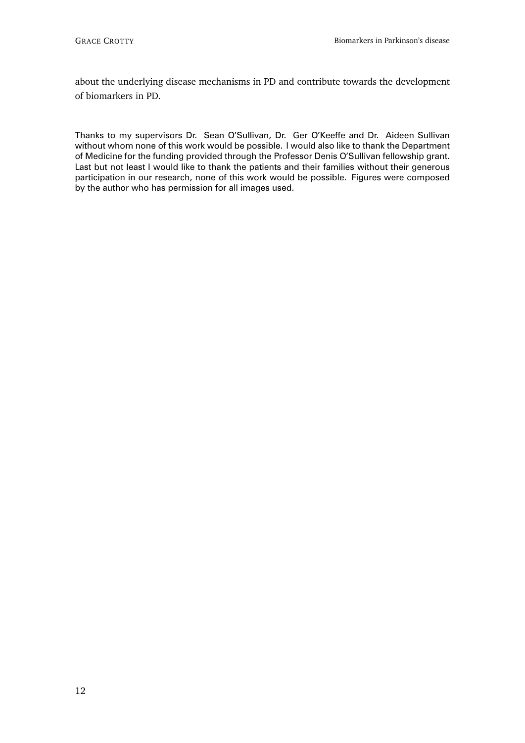about the underlying disease mechanisms in PD and contribute towards the development of biomarkers in PD.

Thanks to my supervisors Dr. Sean O'Sullivan, Dr. Ger O'Keeffe and Dr. Aideen Sullivan without whom none of this work would be possible. I would also like to thank the Department of Medicine for the funding provided through the Professor Denis O'Sullivan fellowship grant. Last but not least I would like to thank the patients and their families without their generous participation in our research, none of this work would be possible. Figures were composed by the author who has permission for all images used.